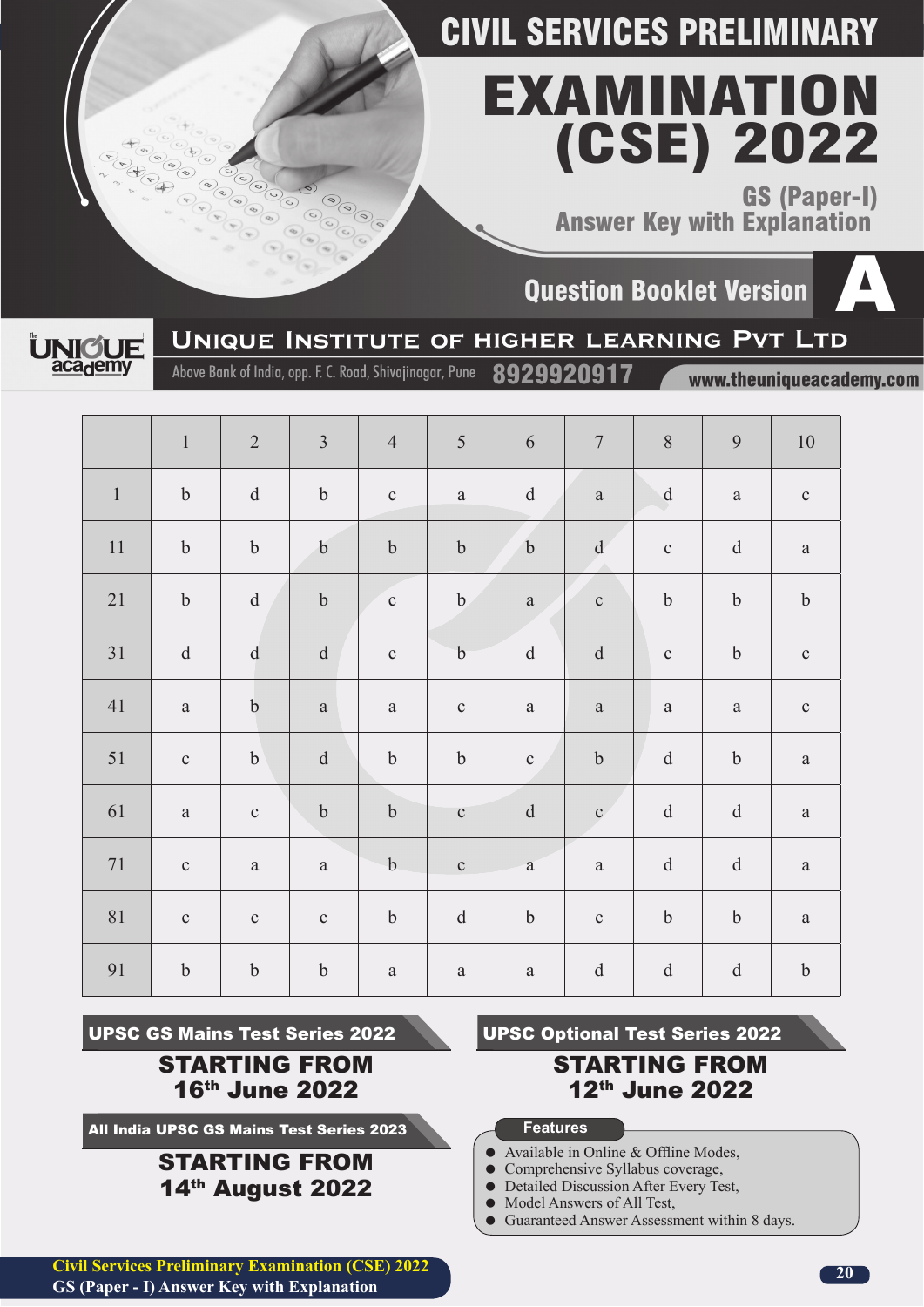# CIVIL SERVICES PRELIMINARY EXAMINATION (CSE) 2022

## GS (Paper-I) Answer Key with Explanation

## Question Booklet Version A

**UNIQUE INSTITUTE OF HIGHER LEARNING PVT LTD**

Above Bank of India, opp. F. C. Road, Shivajinagar, Pune **8929920917** www.theuniqueacademy.com

| | 1 | 2 | 3 | 4 | 5 | 6 | 7 | 8 | 9 | 10 |
|---|---|---|---|---|---|---|---|---|---|---|
| 1 | b | d | b | c | a | d | a | d | a | c |
| 11 | b | b | b | b | b | b | d | c | d | a |
| 21 | b | d | b | c | b | a | c | b | b | b |
| 31 | d | d | d | c | b | d | d | c | b | c |
| 41 | a | b | a | a | c | a | a | a | a | c |
| 51 | c | b | d | b | b | c | b | d | b | a |
| 61 | a | c | b | b | c | d | c | d | d | a |
| 71 | c | a | a | b | c | a | a | d | d | a |
| 81 | c | c | c | b | d | b | c | b | b | a |
| 91 | b | b | b | a | a | a | d | d | d | b |

**UPSC GS Mains Test Series 2022**

**STARTING FROM 16th June 2022**

**All India UPSC GS Mains Test Series 2023**

**STARTING FROM 14th August 2022**

**UPSC Optional Test Series 2022**

**STARTING FROM 12th June 2022**

**Features**

- Available in Online & Offline Modes,
- Comprehensive Syllabus coverage,
- Detailed Discussion After Every Test,
- Model Answers of All Test,
- Guaranteed Answer Assessment within 8 days.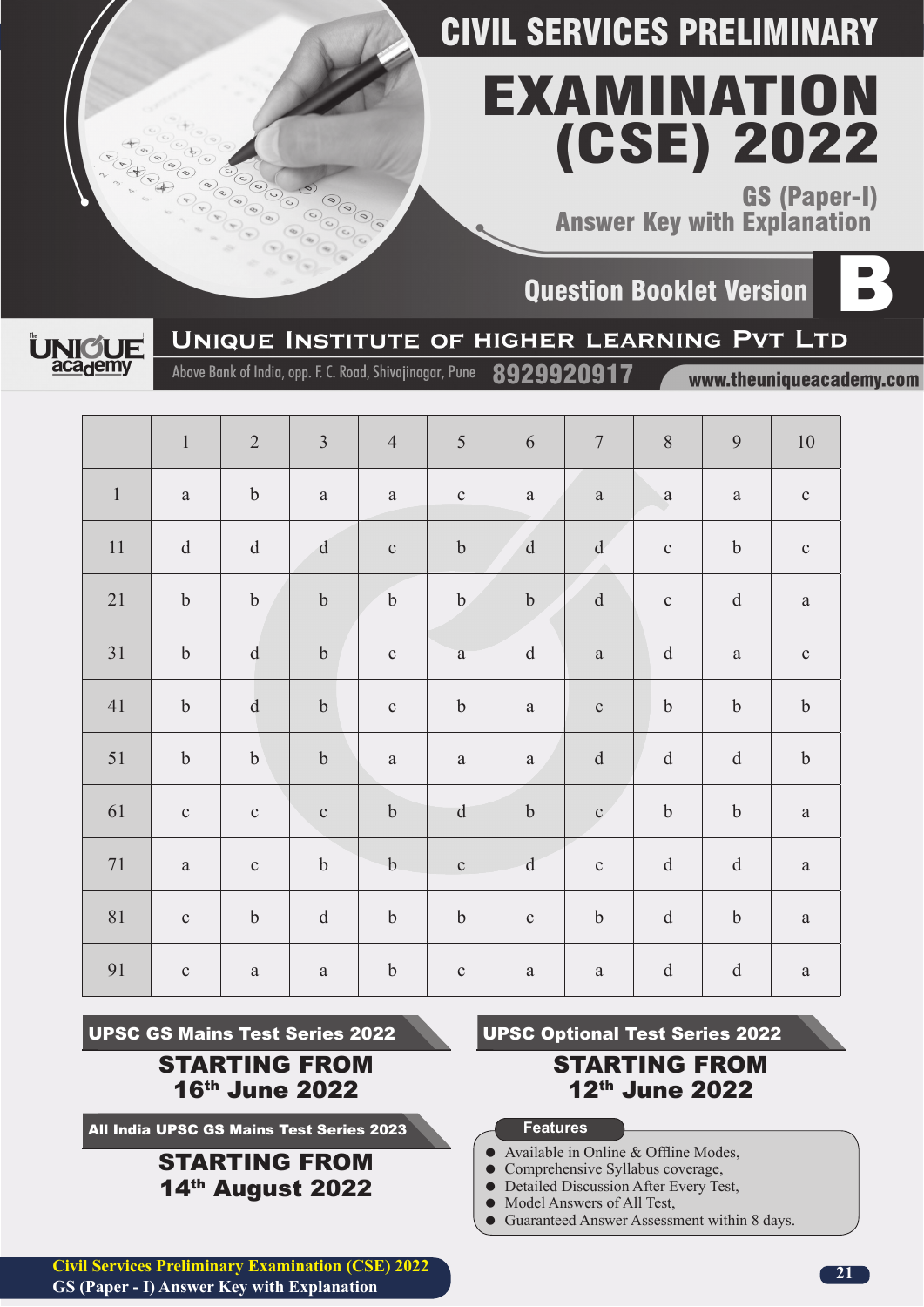# CIVIL SERVICES PRELIMINARY EXAMINATION (CSE) 2022

## GS (Paper-I) Answer Key with Explanation

## Question Booklet Version B

**UNIQUE INSTITUTE OF HIGHER LEARNING PVT LTD**

Above Bank of India, opp. F. C. Road, Shivajinagar, Pune **8929920917** www.theuniqueacademy.com

| | 1 | 2 | 3 | 4 | 5 | 6 | 7 | 8 | 9 | 10 |
|---|---|---|---|---|---|---|---|---|---|---|
| 1 | a | b | a | a | c | a | a | a | a | c |
| 11 | d | d | d | c | b | d | d | c | b | c |
| 21 | b | b | b | b | b | b | d | c | d | a |
| 31 | b | d | b | c | a | d | a | d | a | c |
| 41 | b | d | b | c | b | a | c | b | b | b |
| 51 | b | b | b | a | a | a | d | d | d | b |
| 61 | c | c | c | b | d | b | c | b | b | a |
| 71 | a | c | b | b | c | d | c | d | d | a |
| 81 | c | b | d | b | b | c | b | d | b | a |
| 91 | c | a | a | b | c | a | a | d | d | a |

**UPSC GS Mains Test Series 2022**

**STARTING FROM 16th June 2022**

**All India UPSC GS Mains Test Series 2023**

**STARTING FROM 14th August 2022**

**UPSC Optional Test Series 2022**

**STARTING FROM 12th June 2022**

**Features**

- Available in Online & Offline Modes,
- Comprehensive Syllabus coverage,
- Detailed Discussion After Every Test,
- Model Answers of All Test,
- Guaranteed Answer Assessment within 8 days.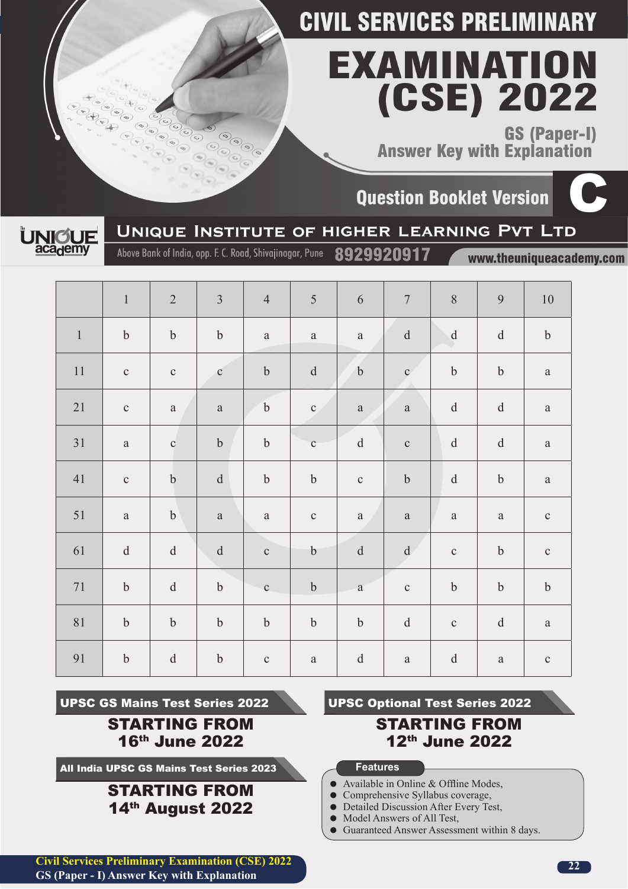# CIVIL SERVICES PRELIMINARY EXAMINATION (CSE) 2022

## GS (Paper-I) Answer Key with Explanation

**Question Booklet Version C**

**UNIQUE INSTITUTE OF HIGHER LEARNING PVT LTD**

Above Bank of India, opp. F. C. Road, Shivajinagar, Pune **8929920917** www.theuniqueacademy.com

| | 1 | 2 | 3 | 4 | 5 | 6 | 7 | 8 | 9 | 10 |
|---|---|---|---|---|---|---|---|---|---|---|
| 1 | b | b | b | a | a | a | d | d | d | b |
| 11 | c | c | c | b | d | b | c | b | b | a |
| 21 | c | a | a | b | c | a | a | d | d | a |
| 31 | a | c | b | b | c | d | c | d | d | a |
| 41 | c | b | d | b | b | c | b | d | b | a |
| 51 | a | b | a | a | c | a | a | a | a | c |
| 61 | d | d | d | c | b | d | d | c | b | c |
| 71 | b | d | b | c | b | a | c | b | b | b |
| 81 | b | b | b | b | b | b | d | c | d | a |
| 91 | b | d | b | c | a | d | a | d | a | c |

**UPSC GS Mains Test Series 2022**

**STARTING FROM 16th June 2022**

**All India UPSC GS Mains Test Series 2023**

**STARTING FROM 14th August 2022**

**UPSC Optional Test Series 2022**

**STARTING FROM 12th June 2022**

**Features**

- Available in Online & Offline Modes,
- Comprehensive Syllabus coverage,
- Detailed Discussion After Every Test,
- Model Answers of All Test,
- Guaranteed Answer Assessment within 8 days.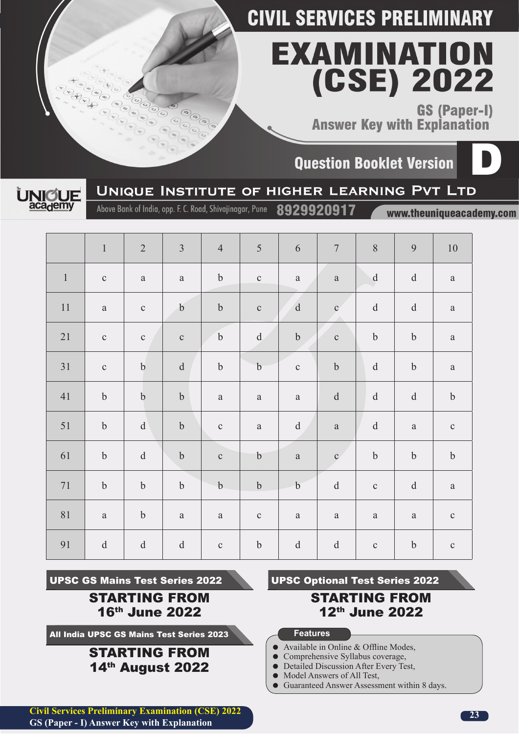# CIVIL SERVICES PRELIMINARY EXAMINATION (CSE) 2022

## GS (Paper-I) Answer Key with Explanation

### Question Booklet Version D

**The UNIQUE academy**

**UNIQUE INSTITUTE OF HIGHER LEARNING PVT LTD**

Above Bank of India, opp. F. C. Road, Shivajinagar, Pune 8929920917 www.theuniqueacademy.com

| | 1 | 2 | 3 | 4 | 5 | 6 | 7 | 8 | 9 | 10 |
|---|---|---|---|---|---|---|---|---|---|---|
| 1 | c | a | a | b | c | a | a | d | d | a |
| 11 | a | c | b | b | c | d | c | d | d | a |
| 21 | c | c | c | b | d | b | c | b | b | a |
| 31 | c | b | d | b | b | c | b | d | b | a |
| 41 | b | b | b | a | a | a | d | d | d | b |
| 51 | b | d | b | c | a | d | a | d | a | c |
| 61 | b | d | b | c | b | a | c | b | b | b |
| 71 | b | b | b | b | b | b | d | c | d | a |
| 81 | a | b | a | a | c | a | a | a | a | c |
| 91 | d | d | d | c | b | d | d | c | b | c |

**UPSC GS Mains Test Series 2022**

**STARTING FROM 16th June 2022**

**All India UPSC GS Mains Test Series 2023**

**STARTING FROM 14th August 2022**

**UPSC Optional Test Series 2022**

**STARTING FROM 12th June 2022**

**Features**

- Available in Online & Offline Modes,
- Comprehensive Syllabus coverage,
- Detailed Discussion After Every Test,
- Model Answers of All Test,
- Guaranteed Answer Assessment within 8 days.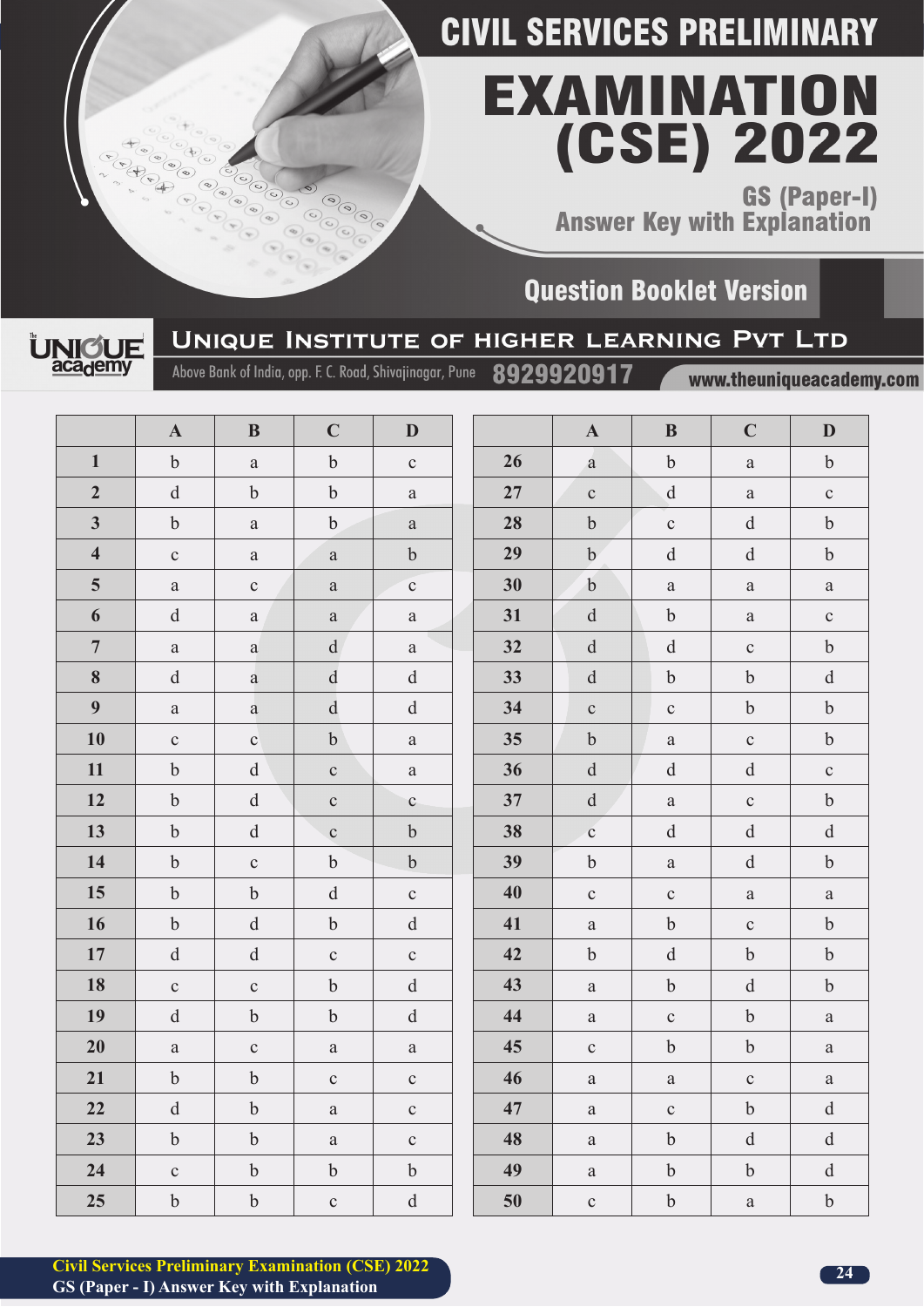# CIVIL SERVICES PRELIMINARY EXAMINATION (CSE) 2022

## GS (Paper-I) Answer Key with Explanation

### Question Booklet Version

**UNIQUE INSTITUTE OF HIGHER LEARNING PVT LTD**

Above Bank of India, opp. F. C. Road, Shivajinagar, Pune 8929920917 www.theuniqueacademy.com

| | A | B | C | D |
|---|---|---|---|---|
| 1 | b | a | b | c |
| 2 | d | b | b | a |
| 3 | b | a | b | a |
| 4 | c | a | a | b |
| 5 | a | c | a | c |
| 6 | d | a | a | a |
| 7 | a | a | d | a |
| 8 | d | a | d | d |
| 9 | a | a | d | d |
| 10 | c | c | b | a |
| 11 | b | d | c | a |
| 12 | b | d | c | c |
| 13 | b | d | c | b |
| 14 | b | c | b | b |
| 15 | b | b | d | c |
| 16 | b | d | b | d |
| 17 | d | d | c | c |
| 18 | c | c | b | d |
| 19 | d | b | b | d |
| 20 | a | c | a | a |
| 21 | b | b | c | c |
| 22 | d | b | a | c |
| 23 | b | b | a | c |
| 24 | c | b | b | b |
| 25 | b | b | c | d |

| | A | B | C | D |
|---|---|---|---|---|
| 26 | a | b | a | b |
| 27 | c | d | a | c |
| 28 | b | c | d | b |
| 29 | b | d | d | b |
| 30 | b | a | a | a |
| 31 | d | b | a | c |
| 32 | d | d | c | b |
| 33 | d | b | b | d |
| 34 | c | c | b | b |
| 35 | b | a | c | b |
| 36 | d | d | d | c |
| 37 | d | a | c | b |
| 38 | c | d | d | d |
| 39 | b | a | d | b |
| 40 | c | c | a | a |
| 41 | a | b | c | b |
| 42 | b | d | b | b |
| 43 | a | b | d | b |
| 44 | a | c | b | a |
| 45 | c | b | b | a |
| 46 | a | a | c | a |
| 47 | a | c | b | d |
| 48 | a | b | d | d |
| 49 | a | b | b | d |
| 50 | c | b | a | b |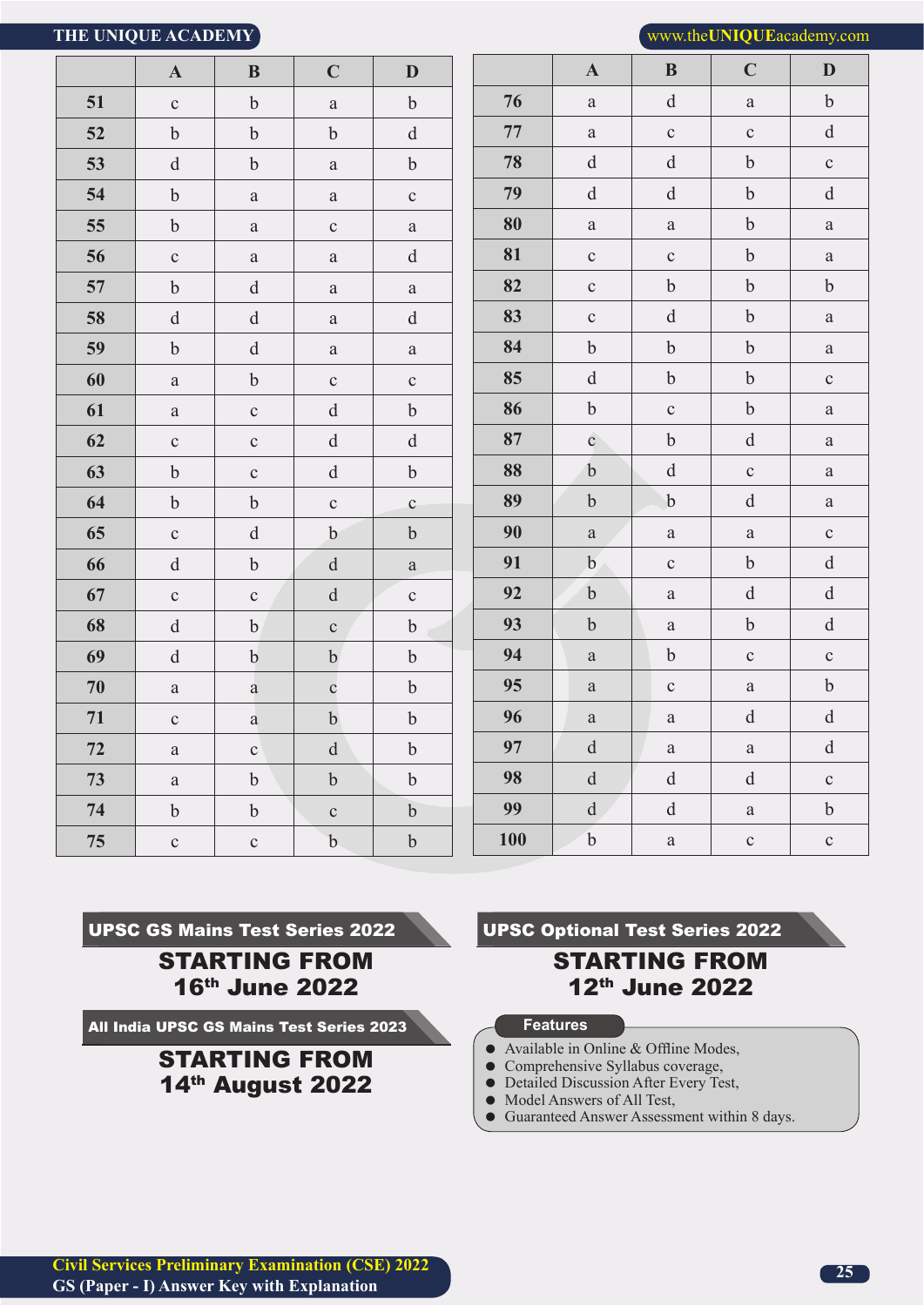| | A | B | C | D |
|---|---|---|---|---|
| 51 | c | b | a | b |
| 52 | b | b | b | d |
| 53 | d | b | a | b |
| 54 | b | a | a | c |
| 55 | b | a | c | a |
| 56 | c | a | a | d |
| 57 | b | d | a | a |
| 58 | d | d | a | d |
| 59 | b | d | a | a |
| 60 | a | b | c | c |
| 61 | a | c | d | b |
| 62 | c | c | d | d |
| 63 | b | c | d | b |
| 64 | b | b | c | c |
| 65 | c | d | b | b |
| 66 | d | b | d | a |
| 67 | c | c | d | c |
| 68 | d | b | c | b |
| 69 | d | b | b | b |
| 70 | a | a | c | b |
| 71 | c | a | b | b |
| 72 | a | c | d | b |
| 73 | a | b | b | b |
| 74 | b | b | c | b |
| 75 | c | c | b | b |

| | A | B | C | D |
|---|---|---|---|---|
| 76 | a | d | a | b |
| 77 | a | c | c | d |
| 78 | d | d | b | c |
| 79 | d | d | b | d |
| 80 | a | a | b | a |
| 81 | c | c | b | a |
| 82 | c | b | b | b |
| 83 | c | d | b | a |
| 84 | b | b | b | a |
| 85 | d | b | b | c |
| 86 | b | c | b | a |
| 87 | c | b | d | a |
| 88 | b | d | c | a |
| 89 | b | b | d | a |
| 90 | a | a | a | c |
| 91 | b | c | b | d |
| 92 | b | a | d | d |
| 93 | b | a | b | d |
| 94 | a | b | c | c |
| 95 | a | c | a | b |
| 96 | a | a | d | d |
| 97 | d | a | a | d |
| 98 | d | d | d | c |
| 99 | d | d | a | b |
| 100 | b | a | c | c |

**UPSC GS Mains Test Series 2022**

**STARTING FROM**
**16th June 2022**

**All India UPSC GS Mains Test Series 2023**

**STARTING FROM**
**14th August 2022**

**UPSC Optional Test Series 2022**

**STARTING FROM**
**12th June 2022**

**Features**

- Available in Online & Offline Modes,
- Comprehensive Syllabus coverage,
- Detailed Discussion After Every Test,
- Model Answers of All Test,
- Guaranteed Answer Assessment within 8 days.